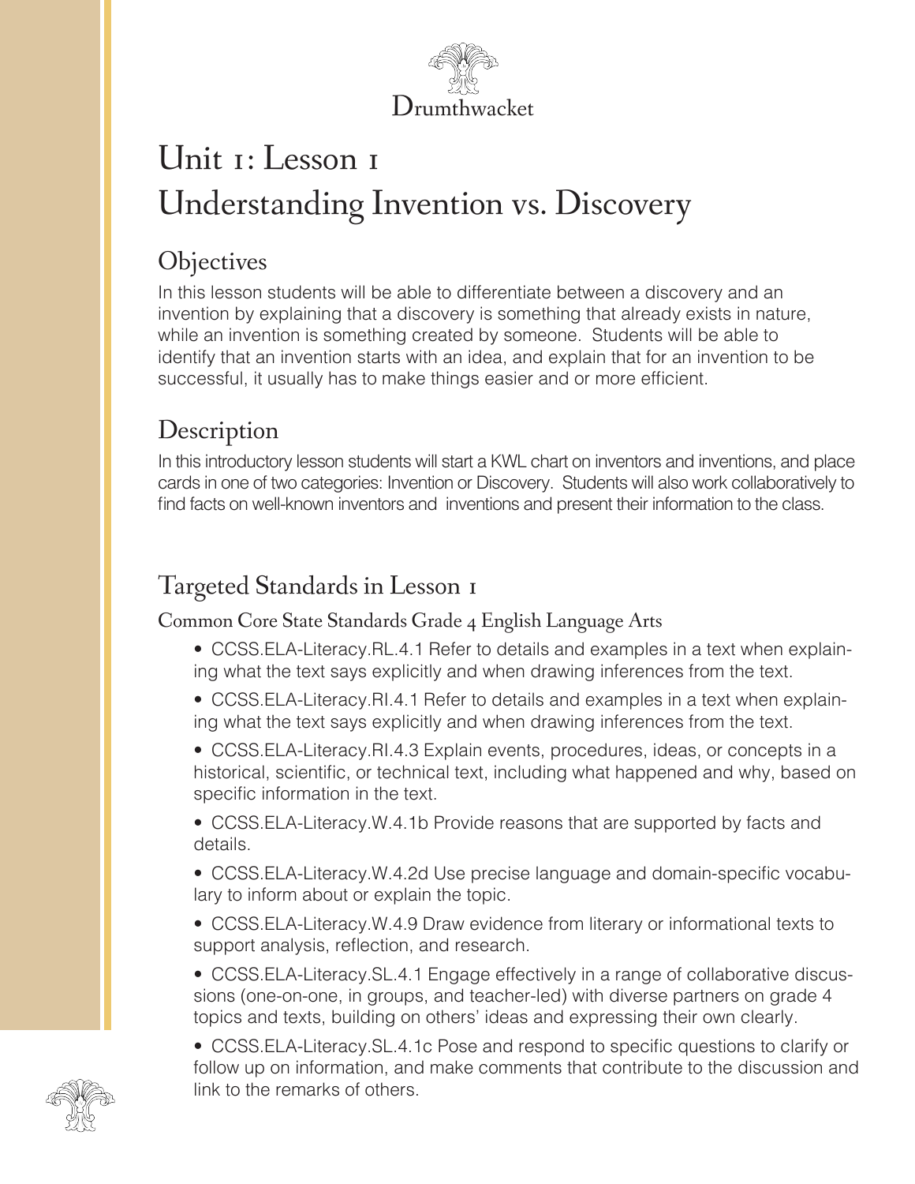Drumthwacket

# Unit 1: Lesson 1
# Understanding Invention vs. Discovery

## Objectives

In this lesson students will be able to differentiate between a discovery and an invention by explaining that a discovery is something that already exists in nature, while an invention is something created by someone. Students will be able to identify that an invention starts with an idea, and explain that for an invention to be successful, it usually has to make things easier and or more efficient.

## Description

In this introductory lesson students will start a KWL chart on inventors and inventions, and place cards in one of two categories: Invention or Discovery. Students will also work collaboratively to find facts on well-known inventors and inventions and present their information to the class.

## Targeted Standards in Lesson 1

### Common Core State Standards Grade 4 English Language Arts

- CCSS.ELA-Literacy.RL.4.1 Refer to details and examples in a text when explaining what the text says explicitly and when drawing inferences from the text.
- CCSS.ELA-Literacy.RI.4.1 Refer to details and examples in a text when explaining what the text says explicitly and when drawing inferences from the text.
- CCSS.ELA-Literacy.RI.4.3 Explain events, procedures, ideas, or concepts in a historical, scientific, or technical text, including what happened and why, based on specific information in the text.
- CCSS.ELA-Literacy.W.4.1b Provide reasons that are supported by facts and details.
- CCSS.ELA-Literacy.W.4.2d Use precise language and domain-specific vocabulary to inform about or explain the topic.
- CCSS.ELA-Literacy.W.4.9 Draw evidence from literary or informational texts to support analysis, reflection, and research.
- CCSS.ELA-Literacy.SL.4.1 Engage effectively in a range of collaborative discussions (one-on-one, in groups, and teacher-led) with diverse partners on grade 4 topics and texts, building on others' ideas and expressing their own clearly.
- CCSS.ELA-Literacy.SL.4.1c Pose and respond to specific questions to clarify or follow up on information, and make comments that contribute to the discussion and link to the remarks of others.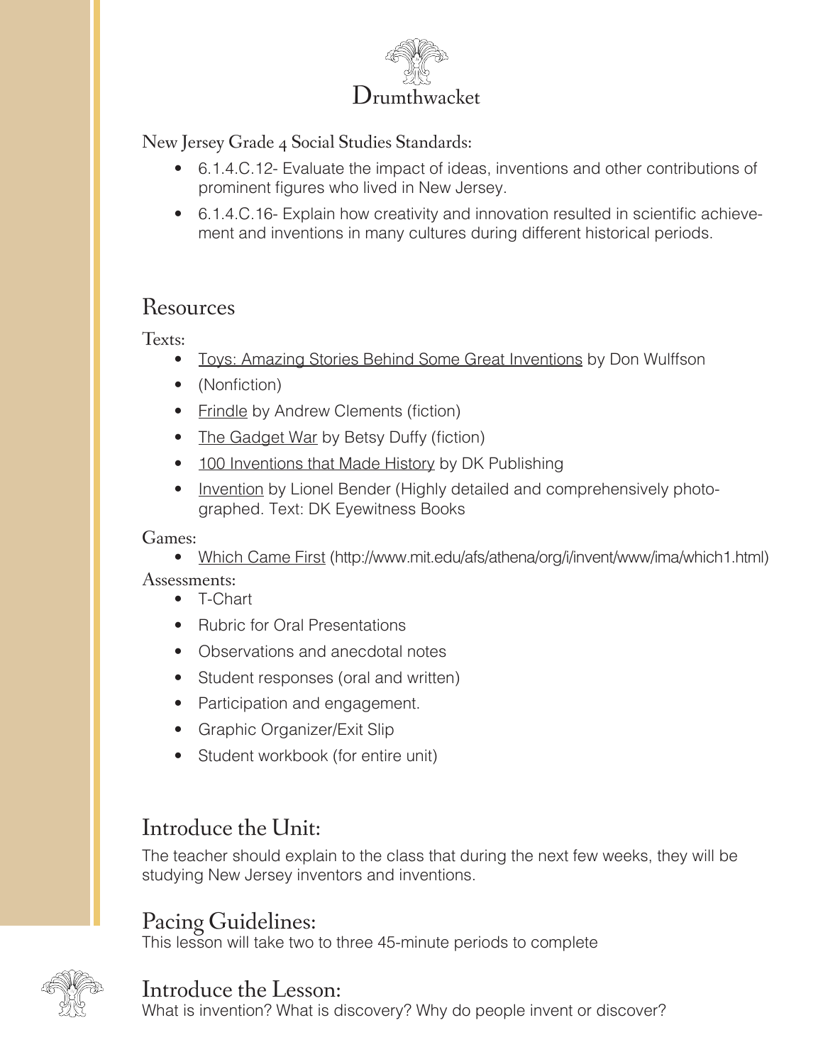Drumthwacket

New Jersey Grade 4 Social Studies Standards:

- 6.1.4.C.12- Evaluate the impact of ideas, inventions and other contributions of prominent figures who lived in New Jersey.
- 6.1.4.C.16- Explain how creativity and innovation resulted in scientific achievement and inventions in many cultures during different historical periods.

## Resources

Texts:

- Toys: Amazing Stories Behind Some Great Inventions by Don Wulffson
- (Nonfiction)
- Frindle by Andrew Clements (fiction)
- The Gadget War by Betsy Duffy (fiction)
- 100 Inventions that Made History by DK Publishing
- Invention by Lionel Bender (Highly detailed and comprehensively photographed. Text: DK Eyewitness Books

Games:

- Which Came First (http://www.mit.edu/afs/athena/org/i/invent/www/ima/which1.html)

Assessments:

- T-Chart
- Rubric for Oral Presentations
- Observations and anecdotal notes
- Student responses (oral and written)
- Participation and engagement.
- Graphic Organizer/Exit Slip
- Student workbook (for entire unit)

## Introduce the Unit:

The teacher should explain to the class that during the next few weeks, they will be studying New Jersey inventors and inventions.

## Pacing Guidelines:

This lesson will take two to three 45-minute periods to complete

## Introduce the Lesson:

What is invention? What is discovery? Why do people invent or discover?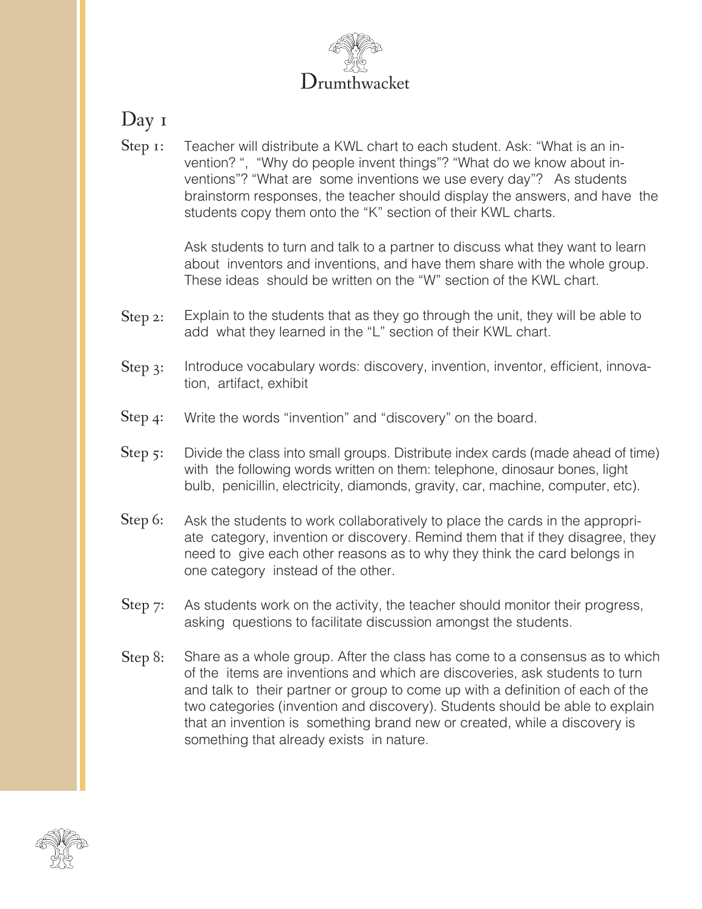Drumthwacket

## Day 1

**Step 1:** Teacher will distribute a KWL chart to each student. Ask: "What is an invention? ", "Why do people invent things"? "What do we know about inventions"? "What are some inventions we use every day"? As students brainstorm responses, the teacher should display the answers, and have the students copy them onto the "K" section of their KWL charts.

Ask students to turn and talk to a partner to discuss what they want to learn about inventors and inventions, and have them share with the whole group. These ideas should be written on the "W" section of the KWL chart.

**Step 2:** Explain to the students that as they go through the unit, they will be able to add what they learned in the "L" section of their KWL chart.

**Step 3:** Introduce vocabulary words: discovery, invention, inventor, efficient, innovation, artifact, exhibit

**Step 4:** Write the words "invention" and "discovery" on the board.

**Step 5:** Divide the class into small groups. Distribute index cards (made ahead of time) with the following words written on them: telephone, dinosaur bones, light bulb, penicillin, electricity, diamonds, gravity, car, machine, computer, etc).

**Step 6:** Ask the students to work collaboratively to place the cards in the appropriate category, invention or discovery. Remind them that if they disagree, they need to give each other reasons as to why they think the card belongs in one category instead of the other.

**Step 7:** As students work on the activity, the teacher should monitor their progress, asking questions to facilitate discussion amongst the students.

**Step 8:** Share as a whole group. After the class has come to a consensus as to which of the items are inventions and which are discoveries, ask students to turn and talk to their partner or group to come up with a definition of each of the two categories (invention and discovery). Students should be able to explain that an invention is something brand new or created, while a discovery is something that already exists in nature.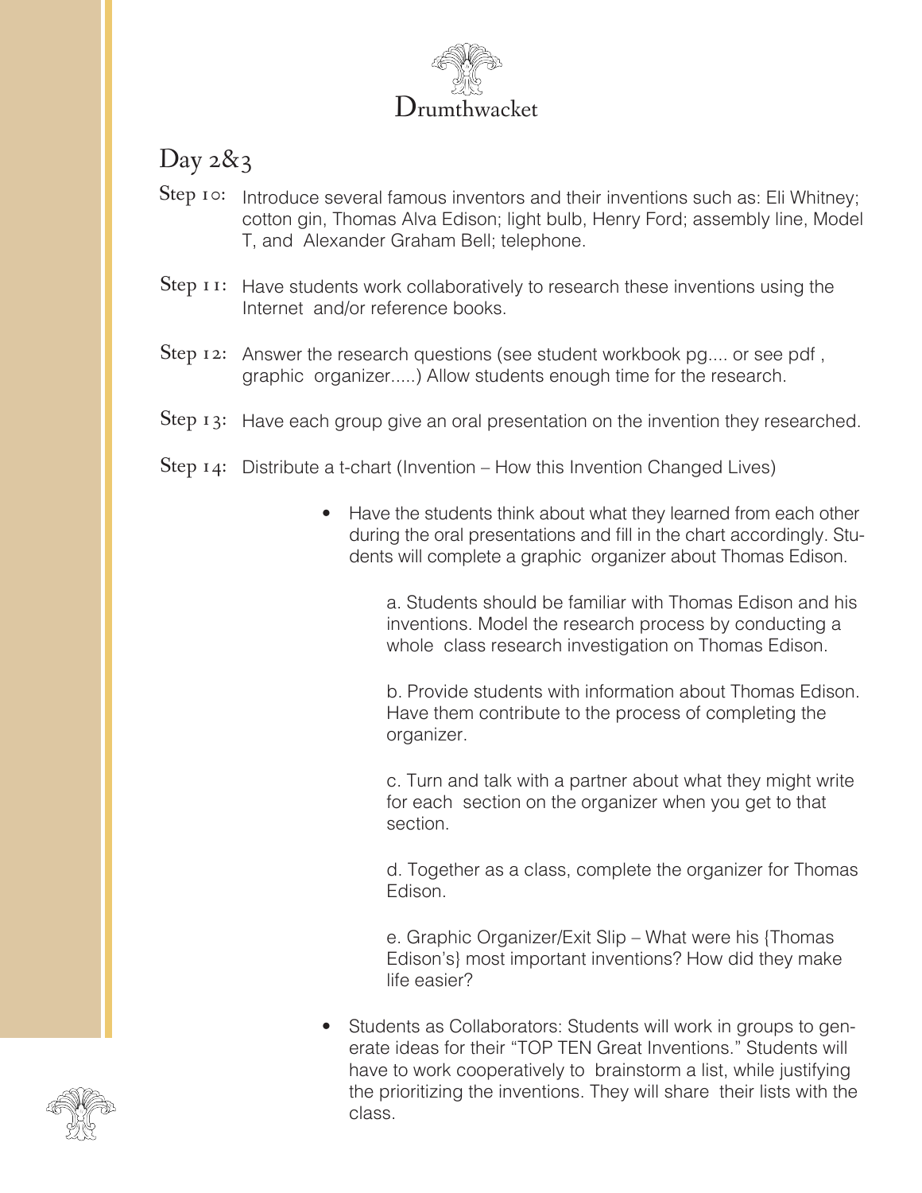# Drumthwacket

## Day 2&3

**Step 10:** Introduce several famous inventors and their inventions such as: Eli Whitney; cotton gin, Thomas Alva Edison; light bulb, Henry Ford; assembly line, Model T, and Alexander Graham Bell; telephone.

**Step 11:** Have students work collaboratively to research these inventions using the Internet and/or reference books.

**Step 12:** Answer the research questions (see student workbook pg.... or see pdf , graphic organizer.....) Allow students enough time for the research.

**Step 13:** Have each group give an oral presentation on the invention they researched.

**Step 14:** Distribute a t-chart (Invention – How this Invention Changed Lives)

- Have the students think about what they learned from each other during the oral presentations and fill in the chart accordingly. Students will complete a graphic organizer about Thomas Edison.

  a. Students should be familiar with Thomas Edison and his inventions. Model the research process by conducting a whole class research investigation on Thomas Edison.

  b. Provide students with information about Thomas Edison. Have them contribute to the process of completing the organizer.

  c. Turn and talk with a partner about what they might write for each section on the organizer when you get to that section.

  d. Together as a class, complete the organizer for Thomas Edison.

  e. Graphic Organizer/Exit Slip – What were his {Thomas Edison's} most important inventions? How did they make life easier?

- Students as Collaborators: Students will work in groups to generate ideas for their "TOP TEN Great Inventions." Students will have to work cooperatively to brainstorm a list, while justifying the prioritizing the inventions. They will share their lists with the class.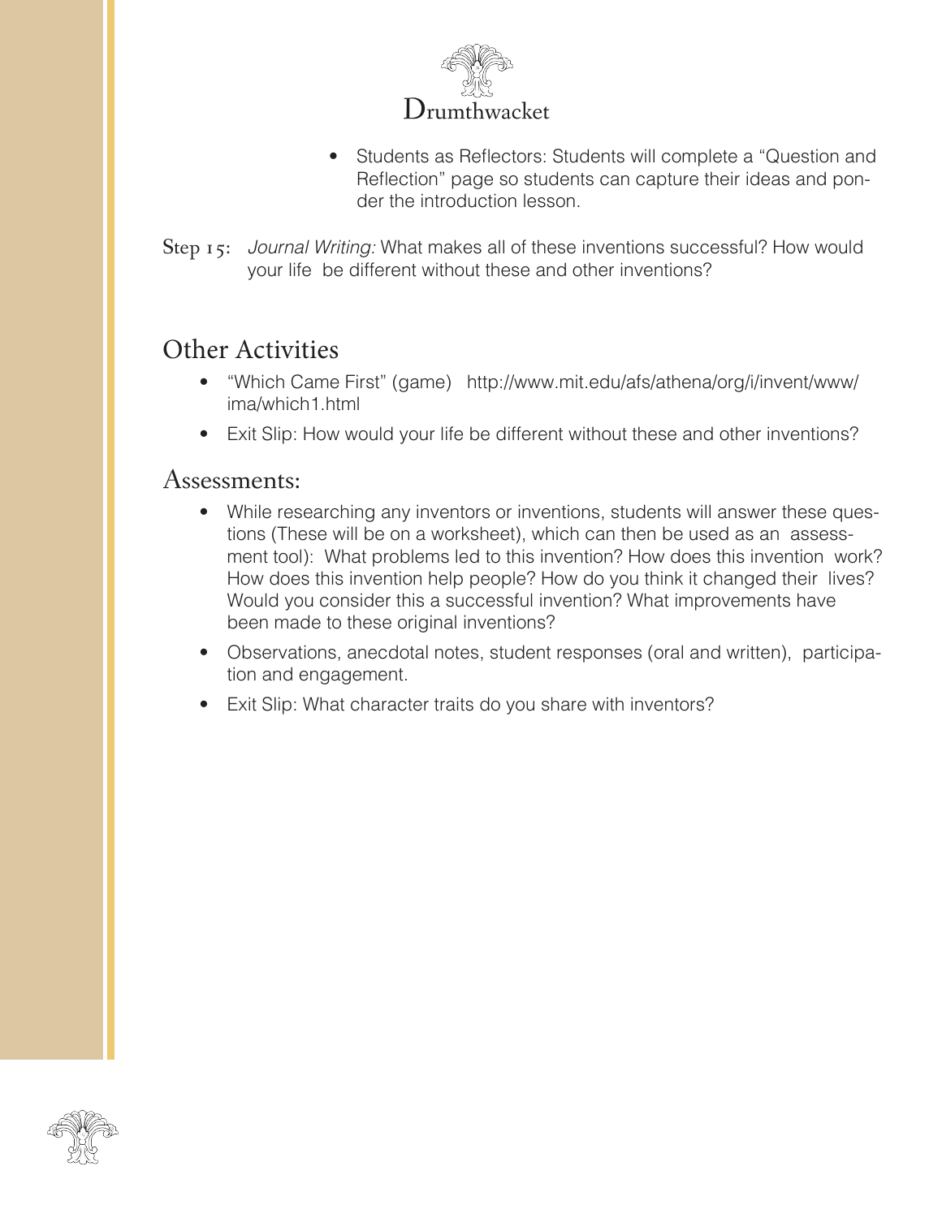- Students as Reflectors: Students will complete a "Question and Reflection" page so students can capture their ideas and ponder the introduction lesson.

Step 15: *Journal Writing:* What makes all of these inventions successful? How would your life be different without these and other inventions?

## Other Activities

- "Which Came First" (game) http://www.mit.edu/afs/athena/org/i/invent/www/ima/which1.html
- Exit Slip: How would your life be different without these and other inventions?

## Assessments:

- While researching any inventors or inventions, students will answer these questions (These will be on a worksheet), which can then be used as an assessment tool): What problems led to this invention? How does this invention work? How does this invention help people? How do you think it changed their lives? Would you consider this a successful invention? What improvements have been made to these original inventions?
- Observations, anecdotal notes, student responses (oral and written), participation and engagement.
- Exit Slip: What character traits do you share with inventors?